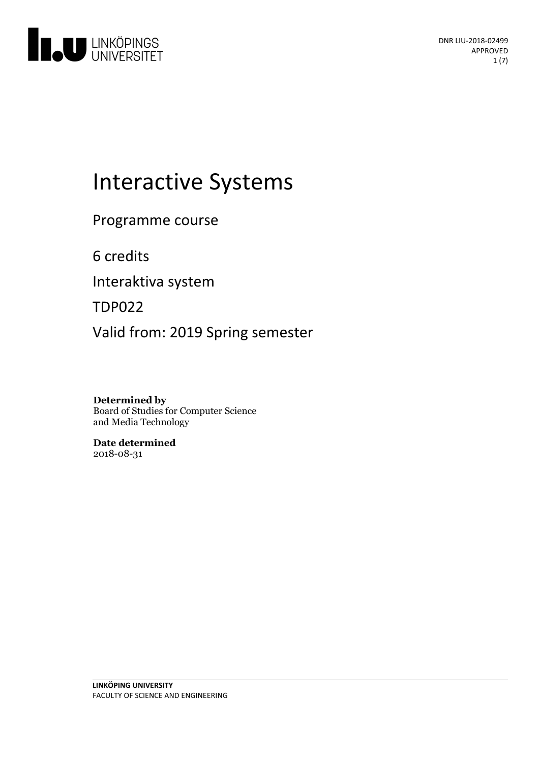DNR LIU-2018-02499
APPROVED

# Interactive Systems

Programme course

6 credits

Interaktiva system

TDP022

Valid from: 2019 Spring semester

**Determined by**
Board of Studies for Computer Science and Media Technology

**Date determined**
2018-08-31

**LINKÖPING UNIVERSITY**
FACULTY OF SCIENCE AND ENGINEERING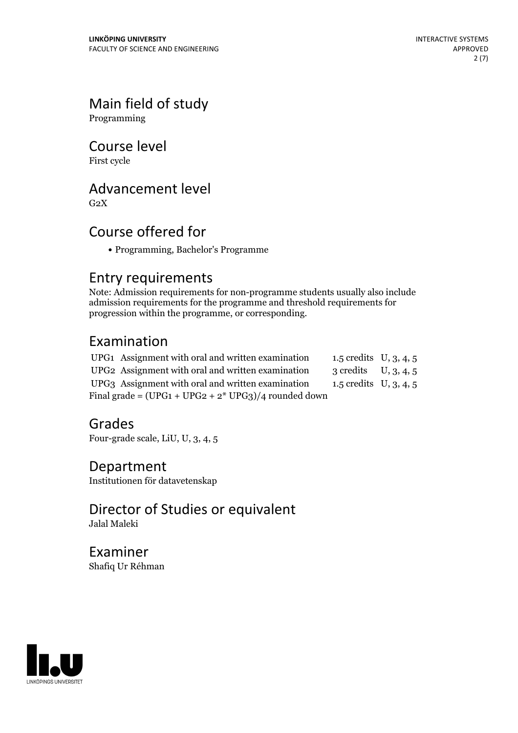## Main field of study

Programming

## Course level

First cycle

## Advancement level

G2X

## Course offered for

- Programming, Bachelor's Programme

## Entry requirements

Note: Admission requirements for non-programme students usually also include admission requirements for the programme and threshold requirements for progression within the programme, or corresponding.

## Examination

| | | | |
|---|---|---|---|
| UPG1 | Assignment with oral and written examination | 1.5 credits | U, 3, 4, 5 |
| UPG2 | Assignment with oral and written examination | 3 credits | U, 3, 4, 5 |
| UPG3 | Assignment with oral and written examination | 1.5 credits | U, 3, 4, 5 |

Final grade = (UPG1 + UPG2 + 2* UPG3)/4 rounded down

## Grades

Four-grade scale, LiU, U, 3, 4, 5

## Department

Institutionen för datavetenskap

## Director of Studies or equivalent

Jalal Maleki

## Examiner

Shafiq Ur Réhman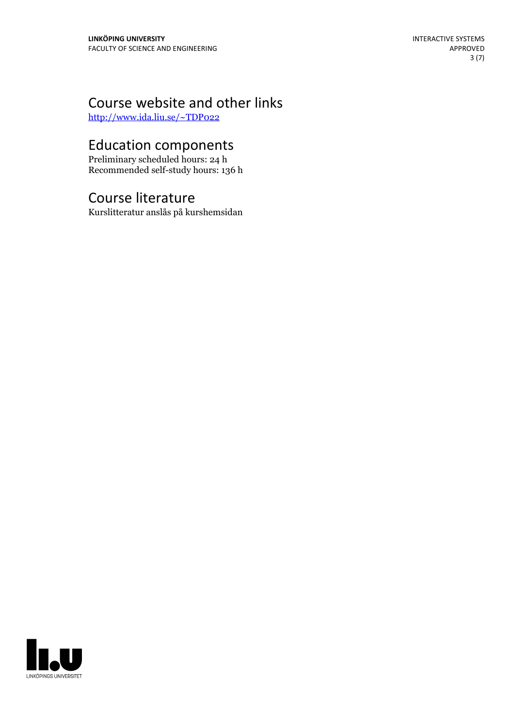## Course website and other links

http://www.ida.liu.se/~TDP022

## Education components

Preliminary scheduled hours: 24 h
Recommended self-study hours: 136 h

## Course literature

Kurslitteratur anslås på kurshemsidan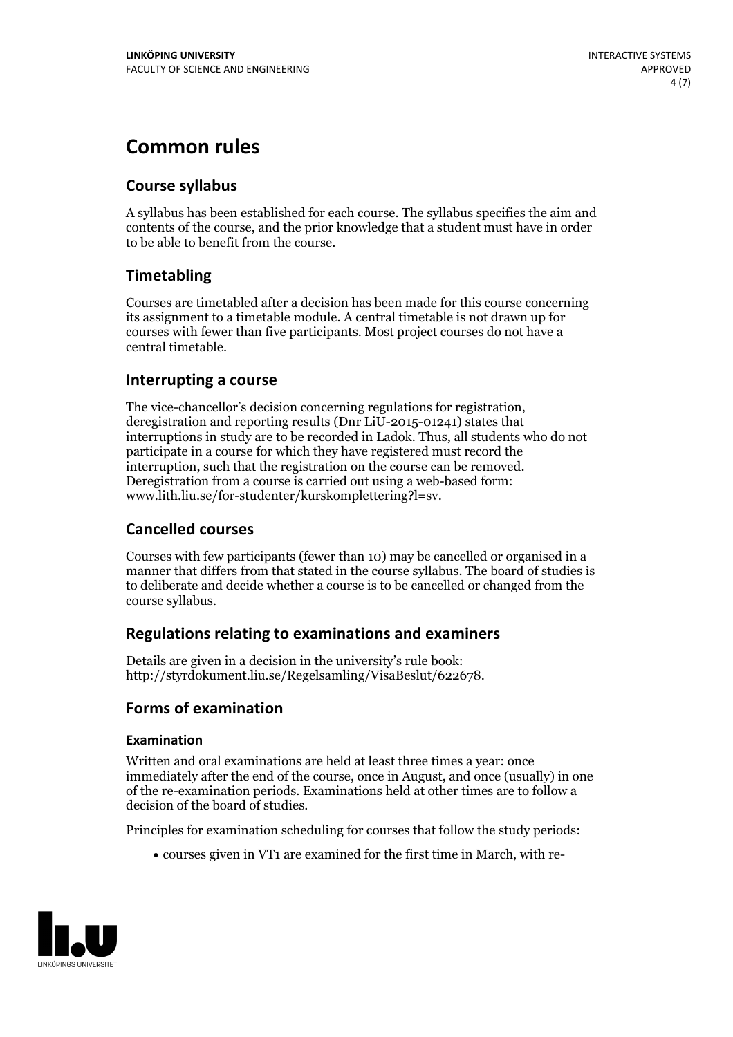# Common rules

## Course syllabus

A syllabus has been established for each course. The syllabus specifies the aim and contents of the course, and the prior knowledge that a student must have in order to be able to benefit from the course.

## Timetabling

Courses are timetabled after a decision has been made for this course concerning its assignment to a timetable module. A central timetable is not drawn up for courses with fewer than five participants. Most project courses do not have a central timetable.

## Interrupting a course

The vice-chancellor's decision concerning regulations for registration, deregistration and reporting results (Dnr LiU-2015-01241) states that interruptions in study are to be recorded in Ladok. Thus, all students who do not participate in a course for which they have registered must record the interruption, such that the registration on the course can be removed. Deregistration from a course is carried out using a web-based form: www.lith.liu.se/for-studenter/kurskomplettering?l=sv.

## Cancelled courses

Courses with few participants (fewer than 10) may be cancelled or organised in a manner that differs from that stated in the course syllabus. The board of studies is to deliberate and decide whether a course is to be cancelled or changed from the course syllabus.

## Regulations relating to examinations and examiners

Details are given in a decision in the university's rule book: http://styrdokument.liu.se/Regelsamling/VisaBeslut/622678.

## Forms of examination

### Examination

Written and oral examinations are held at least three times a year: once immediately after the end of the course, once in August, and once (usually) in one of the re-examination periods. Examinations held at other times are to follow a decision of the board of studies.

Principles for examination scheduling for courses that follow the study periods:

- courses given in VT1 are examined for the first time in March, with re-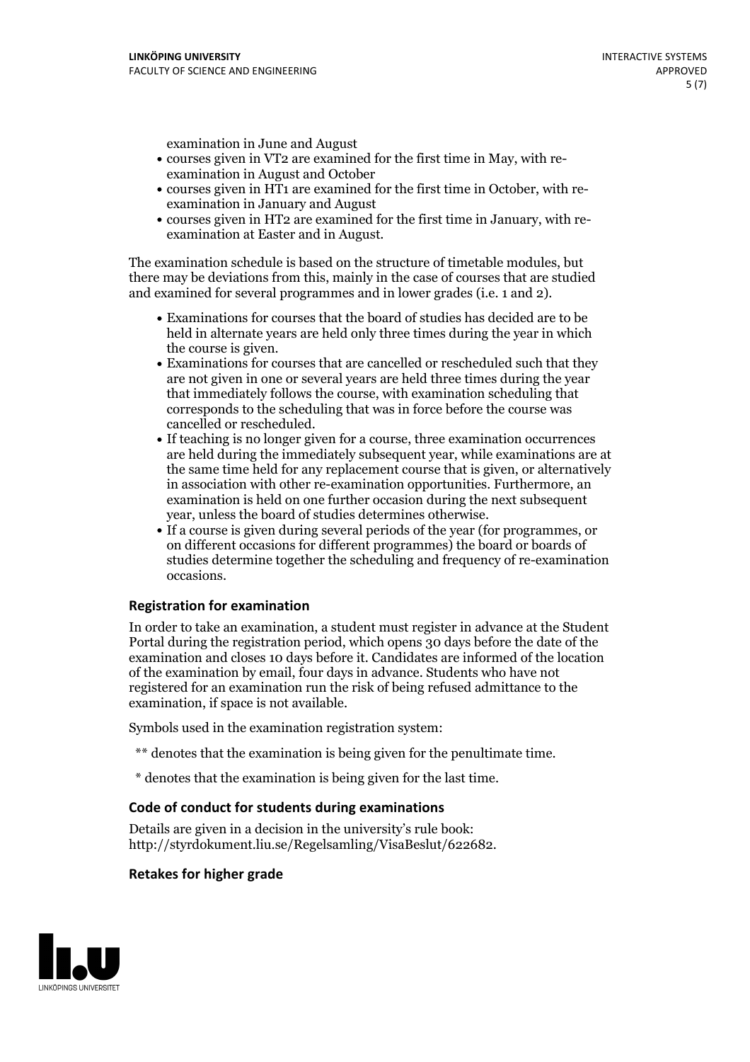examination in June and August

- courses given in VT2 are examined for the first time in May, with re-examination in August and October
- courses given in HT1 are examined for the first time in October, with re-examination in January and August
- courses given in HT2 are examined for the first time in January, with re-examination at Easter and in August.

The examination schedule is based on the structure of timetable modules, but there may be deviations from this, mainly in the case of courses that are studied and examined for several programmes and in lower grades (i.e. 1 and 2).

- Examinations for courses that the board of studies has decided are to be held in alternate years are held only three times during the year in which the course is given.
- Examinations for courses that are cancelled or rescheduled such that they are not given in one or several years are held three times during the year that immediately follows the course, with examination scheduling that corresponds to the scheduling that was in force before the course was cancelled or rescheduled.
- If teaching is no longer given for a course, three examination occurrences are held during the immediately subsequent year, while examinations are at the same time held for any replacement course that is given, or alternatively in association with other re-examination opportunities. Furthermore, an examination is held on one further occasion during the next subsequent year, unless the board of studies determines otherwise.
- If a course is given during several periods of the year (for programmes, or on different occasions for different programmes) the board or boards of studies determine together the scheduling and frequency of re-examination occasions.

### Registration for examination

In order to take an examination, a student must register in advance at the Student Portal during the registration period, which opens 30 days before the date of the examination and closes 10 days before it. Candidates are informed of the location of the examination by email, four days in advance. Students who have not registered for an examination run the risk of being refused admittance to the examination, if space is not available.

Symbols used in the examination registration system:

** denotes that the examination is being given for the penultimate time.

* denotes that the examination is being given for the last time.

### Code of conduct for students during examinations

Details are given in a decision in the university's rule book: http://styrdokument.liu.se/Regelsamling/VisaBeslut/622682.

### Retakes for higher grade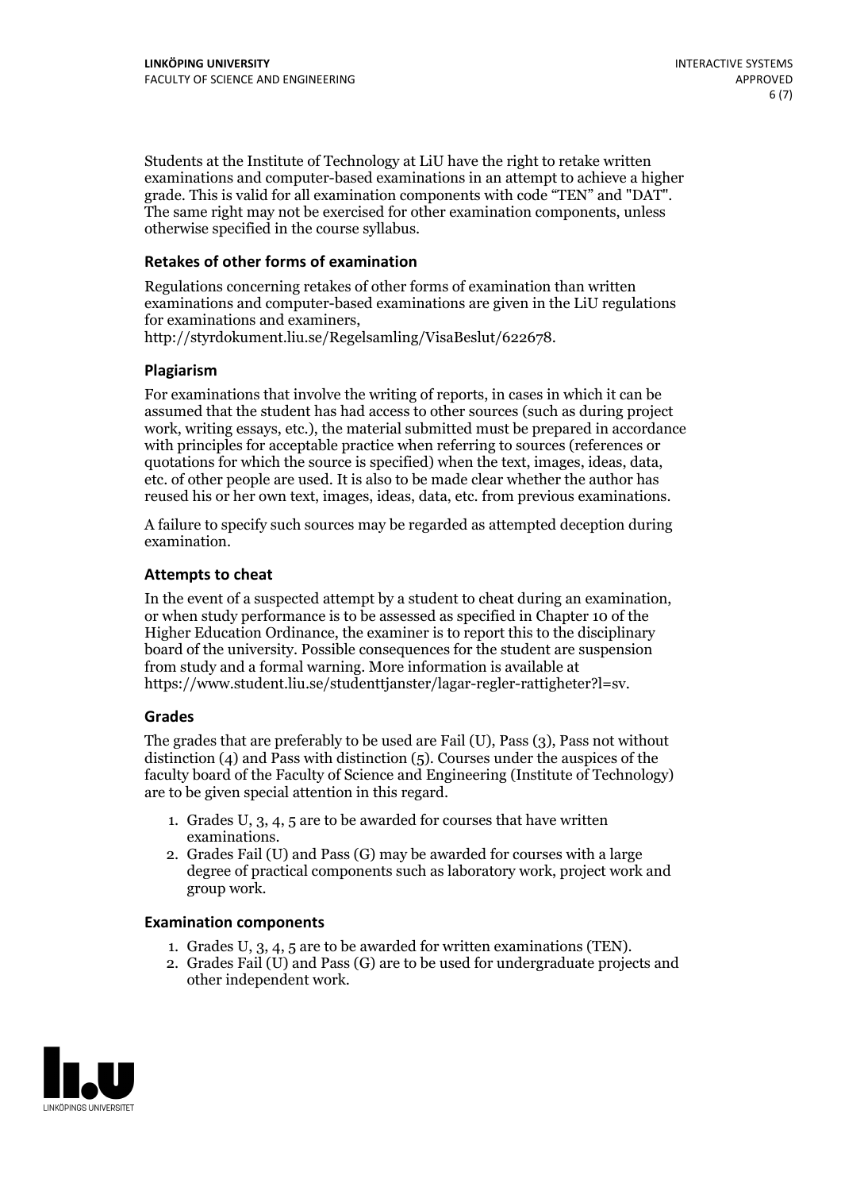Students at the Institute of Technology at LiU have the right to retake written examinations and computer-based examinations in an attempt to achieve a higher grade. This is valid for all examination components with code "TEN" and "DAT". The same right may not be exercised for other examination components, unless otherwise specified in the course syllabus.

### Retakes of other forms of examination

Regulations concerning retakes of other forms of examination than written examinations and computer-based examinations are given in the LiU regulations for examinations and examiners, http://styrdokument.liu.se/Regelsamling/VisaBeslut/622678.

### Plagiarism

For examinations that involve the writing of reports, in cases in which it can be assumed that the student has had access to other sources (such as during project work, writing essays, etc.), the material submitted must be prepared in accordance with principles for acceptable practice when referring to sources (references or quotations for which the source is specified) when the text, images, ideas, data, etc. of other people are used. It is also to be made clear whether the author has reused his or her own text, images, ideas, data, etc. from previous examinations.

A failure to specify such sources may be regarded as attempted deception during examination.

### Attempts to cheat

In the event of a suspected attempt by a student to cheat during an examination, or when study performance is to be assessed as specified in Chapter 10 of the Higher Education Ordinance, the examiner is to report this to the disciplinary board of the university. Possible consequences for the student are suspension from study and a formal warning. More information is available at https://www.student.liu.se/studenttjanster/lagar-regler-rattigheter?l=sv.

### Grades

The grades that are preferably to be used are Fail (U), Pass (3), Pass not without distinction (4) and Pass with distinction (5). Courses under the auspices of the faculty board of the Faculty of Science and Engineering (Institute of Technology) are to be given special attention in this regard.

1. Grades U, 3, 4, 5 are to be awarded for courses that have written examinations.
2. Grades Fail (U) and Pass (G) may be awarded for courses with a large degree of practical components such as laboratory work, project work and group work.

### Examination components

1. Grades U, 3, 4, 5 are to be awarded for written examinations (TEN).
2. Grades Fail (U) and Pass (G) are to be used for undergraduate projects and other independent work.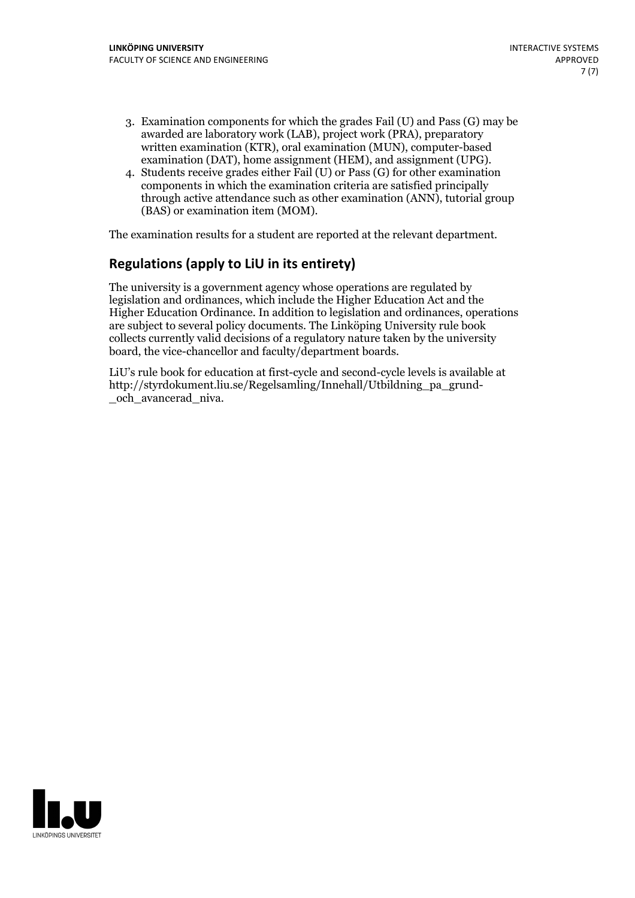3. Examination components for which the grades Fail (U) and Pass (G) may be awarded are laboratory work (LAB), project work (PRA), preparatory written examination (KTR), oral examination (MUN), computer-based examination (DAT), home assignment (HEM), and assignment (UPG).
4. Students receive grades either Fail (U) or Pass (G) for other examination components in which the examination criteria are satisfied principally through active attendance such as other examination (ANN), tutorial group (BAS) or examination item (MOM).

The examination results for a student are reported at the relevant department.

## Regulations (apply to LiU in its entirety)

The university is a government agency whose operations are regulated by legislation and ordinances, which include the Higher Education Act and the Higher Education Ordinance. In addition to legislation and ordinances, operations are subject to several policy documents. The Linköping University rule book collects currently valid decisions of a regulatory nature taken by the university board, the vice-chancellor and faculty/department boards.

LiU's rule book for education at first-cycle and second-cycle levels is available at http://styrdokument.liu.se/Regelsamling/Innehall/Utbildning_pa_grund-_och_avancerad_niva.